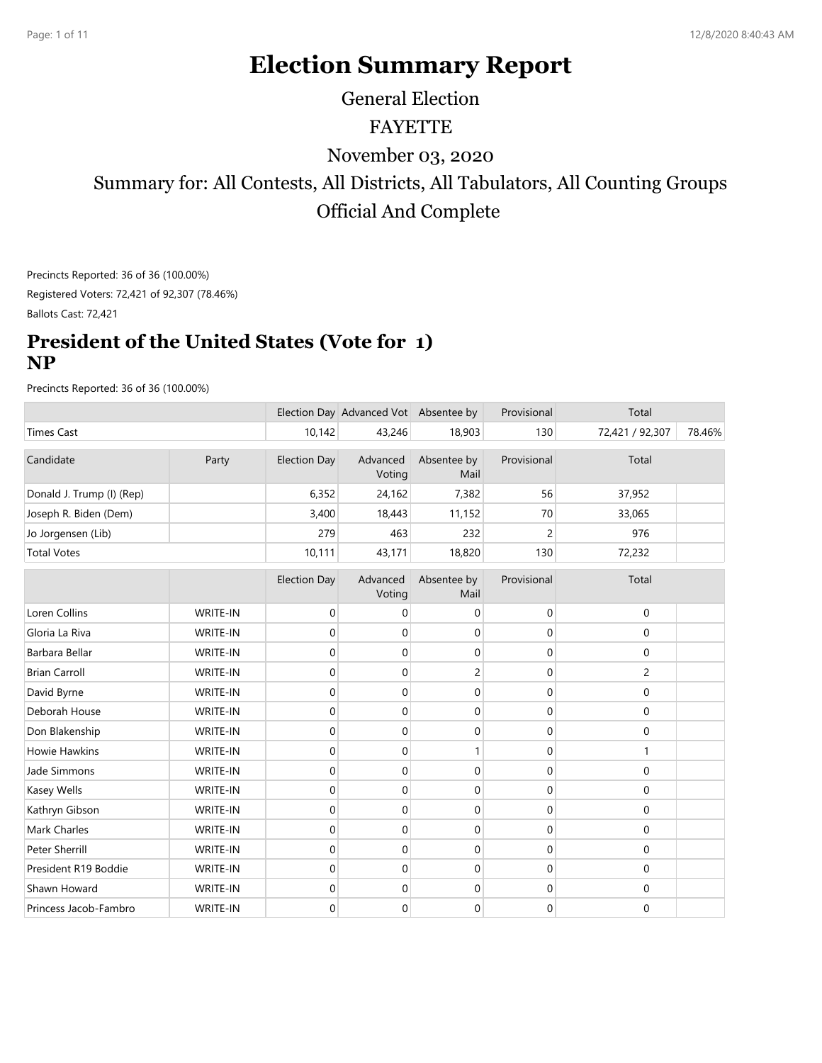# Election Summary Report

General Election

FAYETTE

November 03, 2020

Summary for: All Contests, All Districts, All Tabulators, All Counting Groups

Official And Complete

Precincts Reported: 36 of 36 (100.00%)

Registered Voters: 72,421 of 92,307 (78.46%)

Ballots Cast: 72,421

## President of the United States (Vote for 1) NP

Precincts Reported: 36 of 36 (100.00%)

| | | Election Day | Advanced Vot | Absentee by | Provisional | Total | |
|---|---|---|---|---|---|---|---|
| Times Cast | | 10,142 | 43,246 | 18,903 | 130 | 72,421 / 92,307 | 78.46% |

| Candidate | Party | Election Day | Advanced Voting | Absentee by Mail | Provisional | Total | |
|---|---|---|---|---|---|---|---|
| Donald J. Trump (I) (Rep) | | 6,352 | 24,162 | 7,382 | 56 | 37,952 | |
| Joseph R. Biden (Dem) | | 3,400 | 18,443 | 11,152 | 70 | 33,065 | |
| Jo Jorgensen (Lib) | | 279 | 463 | 232 | 2 | 976 | |
| Total Votes | | 10,111 | 43,171 | 18,820 | 130 | 72,232 | |

| | | Election Day | Advanced Voting | Absentee by Mail | Provisional | Total | |
|---|---|---|---|---|---|---|---|
| Loren Collins | WRITE-IN | 0 | 0 | 0 | 0 | 0 | |
| Gloria La Riva | WRITE-IN | 0 | 0 | 0 | 0 | 0 | |
| Barbara Bellar | WRITE-IN | 0 | 0 | 0 | 0 | 0 | |
| Brian Carroll | WRITE-IN | 0 | 0 | 2 | 0 | 2 | |
| David Byrne | WRITE-IN | 0 | 0 | 0 | 0 | 0 | |
| Deborah House | WRITE-IN | 0 | 0 | 0 | 0 | 0 | |
| Don Blakenship | WRITE-IN | 0 | 0 | 0 | 0 | 0 | |
| Howie Hawkins | WRITE-IN | 0 | 0 | 1 | 0 | 1 | |
| Jade Simmons | WRITE-IN | 0 | 0 | 0 | 0 | 0 | |
| Kasey Wells | WRITE-IN | 0 | 0 | 0 | 0 | 0 | |
| Kathryn Gibson | WRITE-IN | 0 | 0 | 0 | 0 | 0 | |
| Mark Charles | WRITE-IN | 0 | 0 | 0 | 0 | 0 | |
| Peter Sherrill | WRITE-IN | 0 | 0 | 0 | 0 | 0 | |
| President R19 Boddie | WRITE-IN | 0 | 0 | 0 | 0 | 0 | |
| Shawn Howard | WRITE-IN | 0 | 0 | 0 | 0 | 0 | |
| Princess Jacob-Fambro | WRITE-IN | 0 | 0 | 0 | 0 | 0 | |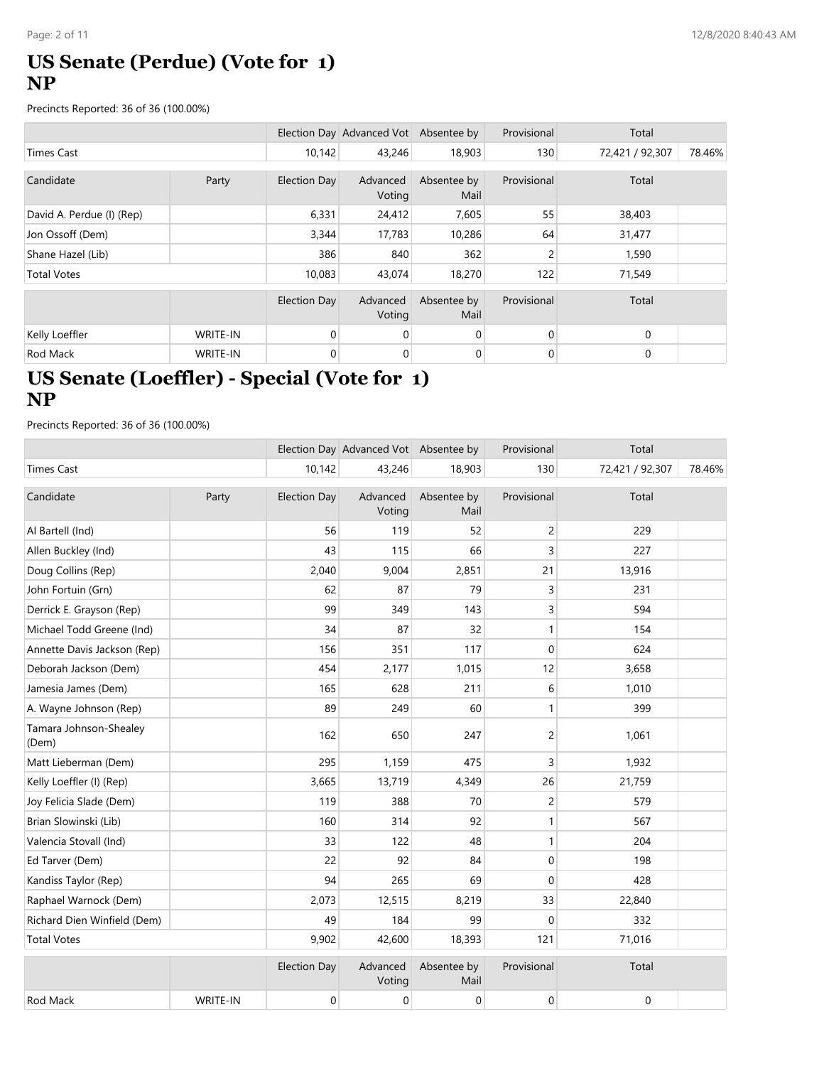# US Senate (Perdue) (Vote for 1) NP

Precincts Reported: 36 of 36 (100.00%)

| | | Election Day | Advanced Vot | Absentee by | Provisional | Total | |
|---|---|---|---|---|---|---|---|
| Times Cast | | 10,142 | 43,246 | 18,903 | 130 | 72,421 / 92,307 | 78.46% |

| Candidate | Party | Election Day | Advanced Voting | Absentee by Mail | Provisional | Total | |
|---|---|---|---|---|---|---|---|
| David A. Perdue (I) (Rep) | | 6,331 | 24,412 | 7,605 | 55 | 38,403 | |
| Jon Ossoff (Dem) | | 3,344 | 17,783 | 10,286 | 64 | 31,477 | |
| Shane Hazel (Lib) | | 386 | 840 | 362 | 2 | 1,590 | |
| Total Votes | | 10,083 | 43,074 | 18,270 | 122 | 71,549 | |

| | | Election Day | Advanced Voting | Absentee by Mail | Provisional | Total | |
|---|---|---|---|---|---|---|---|
| Kelly Loeffler | WRITE-IN | 0 | 0 | 0 | 0 | 0 | |
| Rod Mack | WRITE-IN | 0 | 0 | 0 | 0 | 0 | |

# US Senate (Loeffler) - Special (Vote for 1) NP

Precincts Reported: 36 of 36 (100.00%)

| | | Election Day | Advanced Vot | Absentee by | Provisional | Total | |
|---|---|---|---|---|---|---|---|
| Times Cast | | 10,142 | 43,246 | 18,903 | 130 | 72,421 / 92,307 | 78.46% |

| Candidate | Party | Election Day | Advanced Voting | Absentee by Mail | Provisional | Total | |
|---|---|---|---|---|---|---|---|
| Al Bartell (Ind) | | 56 | 119 | 52 | 2 | 229 | |
| Allen Buckley (Ind) | | 43 | 115 | 66 | 3 | 227 | |
| Doug Collins (Rep) | | 2,040 | 9,004 | 2,851 | 21 | 13,916 | |
| John Fortuin (Grn) | | 62 | 87 | 79 | 3 | 231 | |
| Derrick E. Grayson (Rep) | | 99 | 349 | 143 | 3 | 594 | |
| Michael Todd Greene (Ind) | | 34 | 87 | 32 | 1 | 154 | |
| Annette Davis Jackson (Rep) | | 156 | 351 | 117 | 0 | 624 | |
| Deborah Jackson (Dem) | | 454 | 2,177 | 1,015 | 12 | 3,658 | |
| Jamesia James (Dem) | | 165 | 628 | 211 | 6 | 1,010 | |
| A. Wayne Johnson (Rep) | | 89 | 249 | 60 | 1 | 399 | |
| Tamara Johnson-Shealey (Dem) | | 162 | 650 | 247 | 2 | 1,061 | |
| Matt Lieberman (Dem) | | 295 | 1,159 | 475 | 3 | 1,932 | |
| Kelly Loeffler (I) (Rep) | | 3,665 | 13,719 | 4,349 | 26 | 21,759 | |
| Joy Felicia Slade (Dem) | | 119 | 388 | 70 | 2 | 579 | |
| Brian Slowinski (Lib) | | 160 | 314 | 92 | 1 | 567 | |
| Valencia Stovall (Ind) | | 33 | 122 | 48 | 1 | 204 | |
| Ed Tarver (Dem) | | 22 | 92 | 84 | 0 | 198 | |
| Kandiss Taylor (Rep) | | 94 | 265 | 69 | 0 | 428 | |
| Raphael Warnock (Dem) | | 2,073 | 12,515 | 8,219 | 33 | 22,840 | |
| Richard Dien Winfield (Dem) | | 49 | 184 | 99 | 0 | 332 | |
| Total Votes | | 9,902 | 42,600 | 18,393 | 121 | 71,016 | |

| | | Election Day | Advanced Voting | Absentee by Mail | Provisional | Total | |
|---|---|---|---|---|---|---|---|
| Rod Mack | WRITE-IN | 0 | 0 | 0 | 0 | 0 | |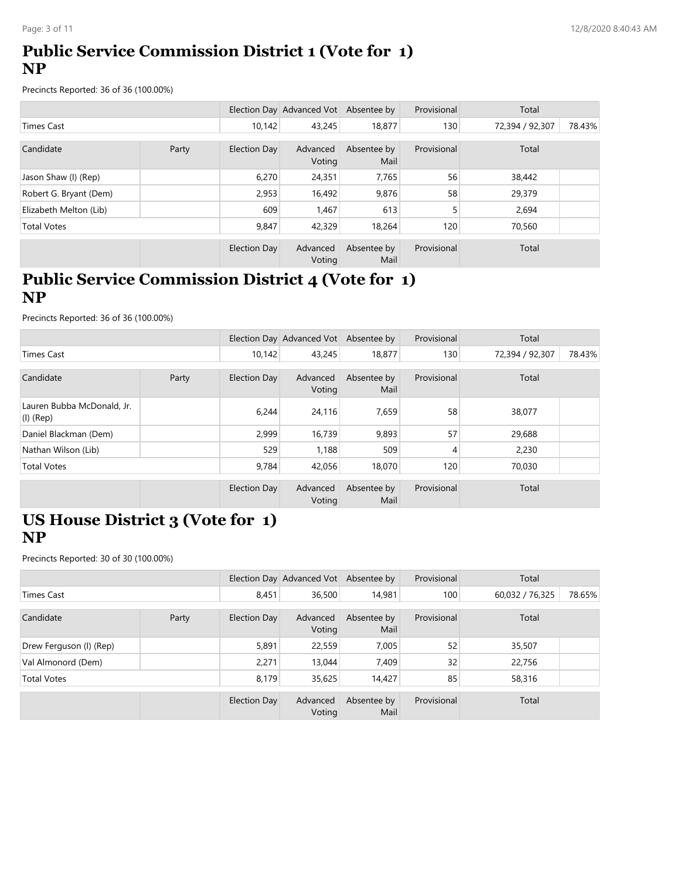## Public Service Commission District 1 (Vote for 1) NP

Precincts Reported: 36 of 36 (100.00%)

| | | Election Day | Advanced Vot | Absentee by | Provisional | Total | |
|---|---|---|---|---|---|---|---|
| Times Cast | | 10,142 | 43,245 | 18,877 | 130 | 72,394 / 92,307 | 78.43% |

| Candidate | Party | Election Day | Advanced Voting | Absentee by Mail | Provisional | Total | |
|---|---|---|---|---|---|---|---|
| Jason Shaw (I) (Rep) | | 6,270 | 24,351 | 7,765 | 56 | 38,442 | |
| Robert G. Bryant (Dem) | | 2,953 | 16,492 | 9,876 | 58 | 29,379 | |
| Elizabeth Melton (Lib) | | 609 | 1,467 | 613 | 5 | 2,694 | |
| Total Votes | | 9,847 | 42,329 | 18,264 | 120 | 70,560 | |

| | | Election Day | Advanced Voting | Absentee by Mail | Provisional | Total |
|---|---|---|---|---|---|---|

## Public Service Commission District 4 (Vote for 1) NP

Precincts Reported: 36 of 36 (100.00%)

| | | Election Day | Advanced Vot | Absentee by | Provisional | Total | |
|---|---|---|---|---|---|---|---|
| Times Cast | | 10,142 | 43,245 | 18,877 | 130 | 72,394 / 92,307 | 78.43% |

| Candidate | Party | Election Day | Advanced Voting | Absentee by Mail | Provisional | Total | |
|---|---|---|---|---|---|---|---|
| Lauren Bubba McDonald, Jr. (I) (Rep) | | 6,244 | 24,116 | 7,659 | 58 | 38,077 | |
| Daniel Blackman (Dem) | | 2,999 | 16,739 | 9,893 | 57 | 29,688 | |
| Nathan Wilson (Lib) | | 529 | 1,188 | 509 | 4 | 2,230 | |
| Total Votes | | 9,784 | 42,056 | 18,070 | 120 | 70,030 | |

| | | Election Day | Advanced Voting | Absentee by Mail | Provisional | Total |
|---|---|---|---|---|---|---|

## US House District 3 (Vote for 1) NP

Precincts Reported: 30 of 30 (100.00%)

| | | Election Day | Advanced Vot | Absentee by | Provisional | Total | |
|---|---|---|---|---|---|---|---|
| Times Cast | | 8,451 | 36,500 | 14,981 | 100 | 60,032 / 76,325 | 78.65% |

| Candidate | Party | Election Day | Advanced Voting | Absentee by Mail | Provisional | Total | |
|---|---|---|---|---|---|---|---|
| Drew Ferguson (I) (Rep) | | 5,891 | 22,559 | 7,005 | 52 | 35,507 | |
| Val Almonord (Dem) | | 2,271 | 13,044 | 7,409 | 32 | 22,756 | |
| Total Votes | | 8,179 | 35,625 | 14,427 | 85 | 58,316 | |

| | | Election Day | Advanced Voting | Absentee by Mail | Provisional | Total |
|---|---|---|---|---|---|---|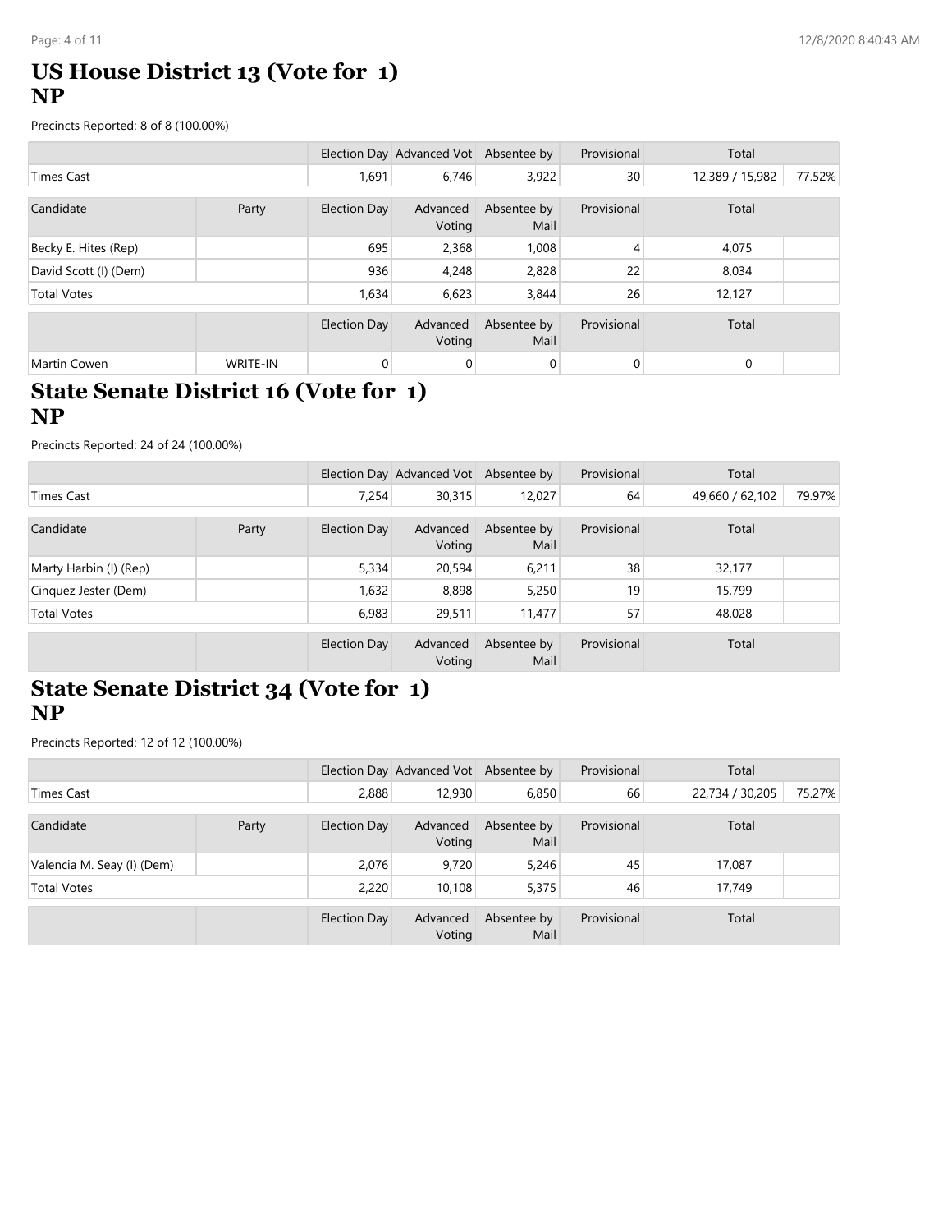## US House District 13 (Vote for 1) NP

Precincts Reported: 8 of 8 (100.00%)

| | | Election Day | Advanced Vot | Absentee by | Provisional | Total | |
|---|---|---|---|---|---|---|---|
| Times Cast | | 1,691 | 6,746 | 3,922 | 30 | 12,389 / 15,982 | 77.52% |

| Candidate | Party | Election Day | Advanced Voting | Absentee by Mail | Provisional | Total | |
|---|---|---|---|---|---|---|---|
| Becky E. Hites (Rep) | | 695 | 2,368 | 1,008 | 4 | 4,075 | |
| David Scott (I) (Dem) | | 936 | 4,248 | 2,828 | 22 | 8,034 | |
| Total Votes | | 1,634 | 6,623 | 3,844 | 26 | 12,127 | |

| | | Election Day | Advanced Voting | Absentee by Mail | Provisional | Total | |
|---|---|---|---|---|---|---|---|
| Martin Cowen | WRITE-IN | 0 | 0 | 0 | 0 | 0 | |

## State Senate District 16 (Vote for 1) NP

Precincts Reported: 24 of 24 (100.00%)

| | | Election Day | Advanced Vot | Absentee by | Provisional | Total | |
|---|---|---|---|---|---|---|---|
| Times Cast | | 7,254 | 30,315 | 12,027 | 64 | 49,660 / 62,102 | 79.97% |

| Candidate | Party | Election Day | Advanced Voting | Absentee by Mail | Provisional | Total | |
|---|---|---|---|---|---|---|---|
| Marty Harbin (I) (Rep) | | 5,334 | 20,594 | 6,211 | 38 | 32,177 | |
| Cinquez Jester (Dem) | | 1,632 | 8,898 | 5,250 | 19 | 15,799 | |
| Total Votes | | 6,983 | 29,511 | 11,477 | 57 | 48,028 | |

| | | Election Day | Advanced Voting | Absentee by Mail | Provisional | Total | |
|---|---|---|---|---|---|---|---|

## State Senate District 34 (Vote for 1) NP

Precincts Reported: 12 of 12 (100.00%)

| | | Election Day | Advanced Vot | Absentee by | Provisional | Total | |
|---|---|---|---|---|---|---|---|
| Times Cast | | 2,888 | 12,930 | 6,850 | 66 | 22,734 / 30,205 | 75.27% |

| Candidate | Party | Election Day | Advanced Voting | Absentee by Mail | Provisional | Total | |
|---|---|---|---|---|---|---|---|
| Valencia M. Seay (I) (Dem) | | 2,076 | 9,720 | 5,246 | 45 | 17,087 | |
| Total Votes | | 2,220 | 10,108 | 5,375 | 46 | 17,749 | |

| | | Election Day | Advanced Voting | Absentee by Mail | Provisional | Total | |
|---|---|---|---|---|---|---|---|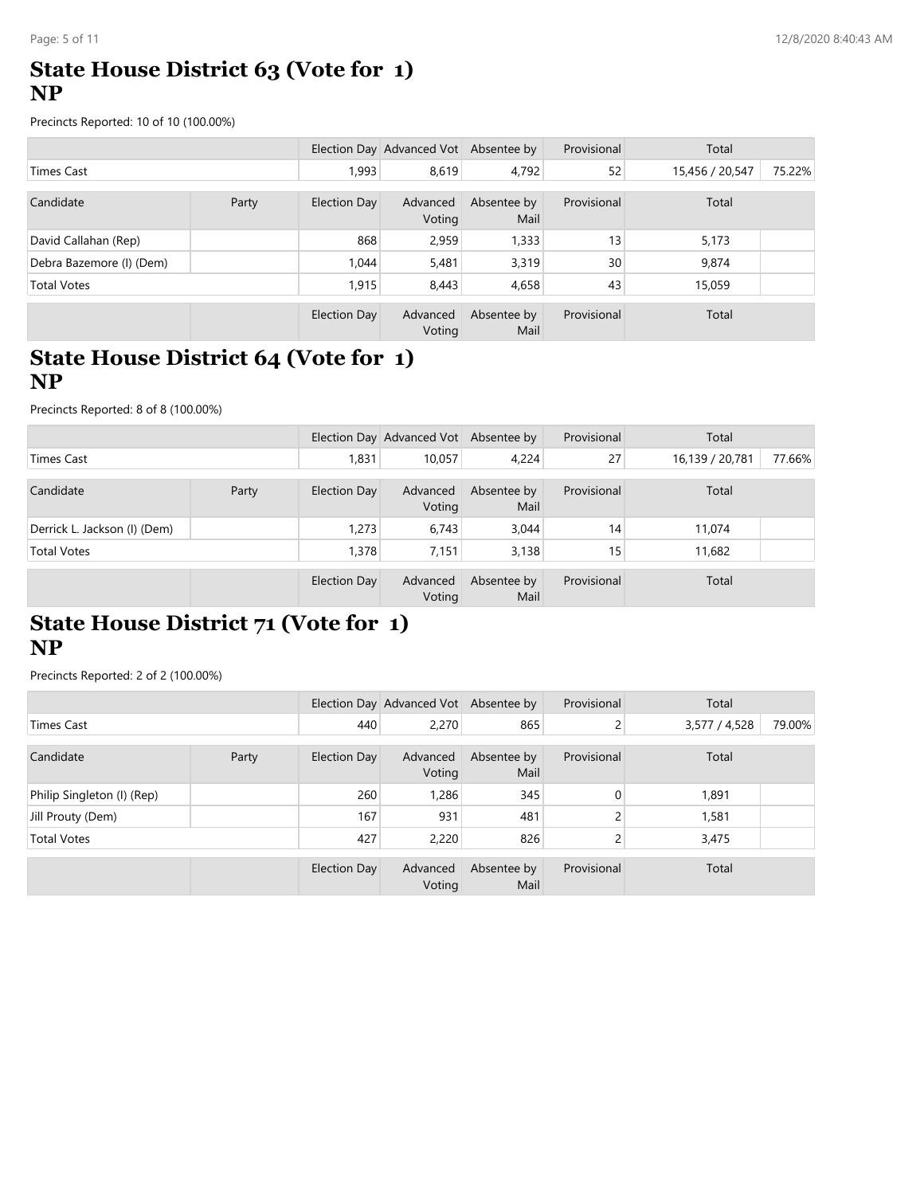# State House District 63 (Vote for 1) NP

Precincts Reported: 10 of 10 (100.00%)

| | | Election Day | Advanced Vot | Absentee by | Provisional | Total | |
|---|---|---|---|---|---|---|---|
| Times Cast | | 1,993 | 8,619 | 4,792 | 52 | 15,456 / 20,547 | 75.22% |
| Candidate | Party | Election Day | Advanced Voting | Absentee by Mail | Provisional | Total | |
| David Callahan (Rep) | | 868 | 2,959 | 1,333 | 13 | 5,173 | |
| Debra Bazemore (I) (Dem) | | 1,044 | 5,481 | 3,319 | 30 | 9,874 | |
| Total Votes | | 1,915 | 8,443 | 4,658 | 43 | 15,059 | |
| | | Election Day | Advanced Voting | Absentee by Mail | Provisional | Total | |

# State House District 64 (Vote for 1) NP

Precincts Reported: 8 of 8 (100.00%)

| | | Election Day | Advanced Vot | Absentee by | Provisional | Total | |
|---|---|---|---|---|---|---|---|
| Times Cast | | 1,831 | 10,057 | 4,224 | 27 | 16,139 / 20,781 | 77.66% |
| Candidate | Party | Election Day | Advanced Voting | Absentee by Mail | Provisional | Total | |
| Derrick L. Jackson (I) (Dem) | | 1,273 | 6,743 | 3,044 | 14 | 11,074 | |
| Total Votes | | 1,378 | 7,151 | 3,138 | 15 | 11,682 | |
| | | Election Day | Advanced Voting | Absentee by Mail | Provisional | Total | |

# State House District 71 (Vote for 1) NP

Precincts Reported: 2 of 2 (100.00%)

| | | Election Day | Advanced Vot | Absentee by | Provisional | Total | |
|---|---|---|---|---|---|---|---|
| Times Cast | | 440 | 2,270 | 865 | 2 | 3,577 / 4,528 | 79.00% |
| Candidate | Party | Election Day | Advanced Voting | Absentee by Mail | Provisional | Total | |
| Philip Singleton (I) (Rep) | | 260 | 1,286 | 345 | 0 | 1,891 | |
| Jill Prouty (Dem) | | 167 | 931 | 481 | 2 | 1,581 | |
| Total Votes | | 427 | 2,220 | 826 | 2 | 3,475 | |
| | | Election Day | Advanced Voting | Absentee by Mail | Provisional | Total | |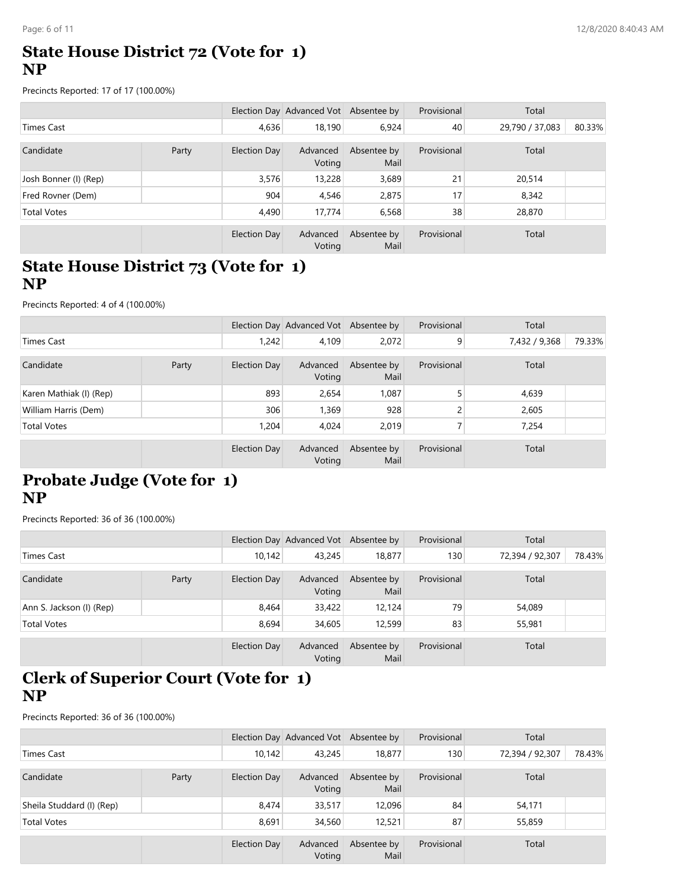## State House District 72 (Vote for 1)
## NP

Precincts Reported: 17 of 17 (100.00%)

| | | Election Day | Advanced Vot | Absentee by | Provisional | Total | |
|---|---|---|---|---|---|---|---|
| Times Cast | | 4,636 | 18,190 | 6,924 | 40 | 29,790 / 37,083 | 80.33% |

| Candidate | Party | Election Day | Advanced Voting | Absentee by Mail | Provisional | Total | |
|---|---|---|---|---|---|---|---|
| Josh Bonner (I) (Rep) | | 3,576 | 13,228 | 3,689 | 21 | 20,514 | |
| Fred Rovner (Dem) | | 904 | 4,546 | 2,875 | 17 | 8,342 | |
| Total Votes | | 4,490 | 17,774 | 6,568 | 38 | 28,870 | |
| | | Election Day | Advanced Voting | Absentee by Mail | Provisional | Total | |

## State House District 73 (Vote for 1)
## NP

Precincts Reported: 4 of 4 (100.00%)

| | | Election Day | Advanced Vot | Absentee by | Provisional | Total | |
|---|---|---|---|---|---|---|---|
| Times Cast | | 1,242 | 4,109 | 2,072 | 9 | 7,432 / 9,368 | 79.33% |

| Candidate | Party | Election Day | Advanced Voting | Absentee by Mail | Provisional | Total | |
|---|---|---|---|---|---|---|---|
| Karen Mathiak (I) (Rep) | | 893 | 2,654 | 1,087 | 5 | 4,639 | |
| William Harris (Dem) | | 306 | 1,369 | 928 | 2 | 2,605 | |
| Total Votes | | 1,204 | 4,024 | 2,019 | 7 | 7,254 | |
| | | Election Day | Advanced Voting | Absentee by Mail | Provisional | Total | |

## Probate Judge (Vote for 1)
## NP

Precincts Reported: 36 of 36 (100.00%)

| | | Election Day | Advanced Vot | Absentee by | Provisional | Total | |
|---|---|---|---|---|---|---|---|
| Times Cast | | 10,142 | 43,245 | 18,877 | 130 | 72,394 / 92,307 | 78.43% |

| Candidate | Party | Election Day | Advanced Voting | Absentee by Mail | Provisional | Total | |
|---|---|---|---|---|---|---|---|
| Ann S. Jackson (I) (Rep) | | 8,464 | 33,422 | 12,124 | 79 | 54,089 | |
| Total Votes | | 8,694 | 34,605 | 12,599 | 83 | 55,981 | |
| | | Election Day | Advanced Voting | Absentee by Mail | Provisional | Total | |

## Clerk of Superior Court (Vote for 1)
## NP

Precincts Reported: 36 of 36 (100.00%)

| | | Election Day | Advanced Vot | Absentee by | Provisional | Total | |
|---|---|---|---|---|---|---|---|
| Times Cast | | 10,142 | 43,245 | 18,877 | 130 | 72,394 / 92,307 | 78.43% |

| Candidate | Party | Election Day | Advanced Voting | Absentee by Mail | Provisional | Total | |
|---|---|---|---|---|---|---|---|
| Sheila Studdard (I) (Rep) | | 8,474 | 33,517 | 12,096 | 84 | 54,171 | |
| Total Votes | | 8,691 | 34,560 | 12,521 | 87 | 55,859 | |
| | | Election Day | Advanced Voting | Absentee by Mail | Provisional | Total | |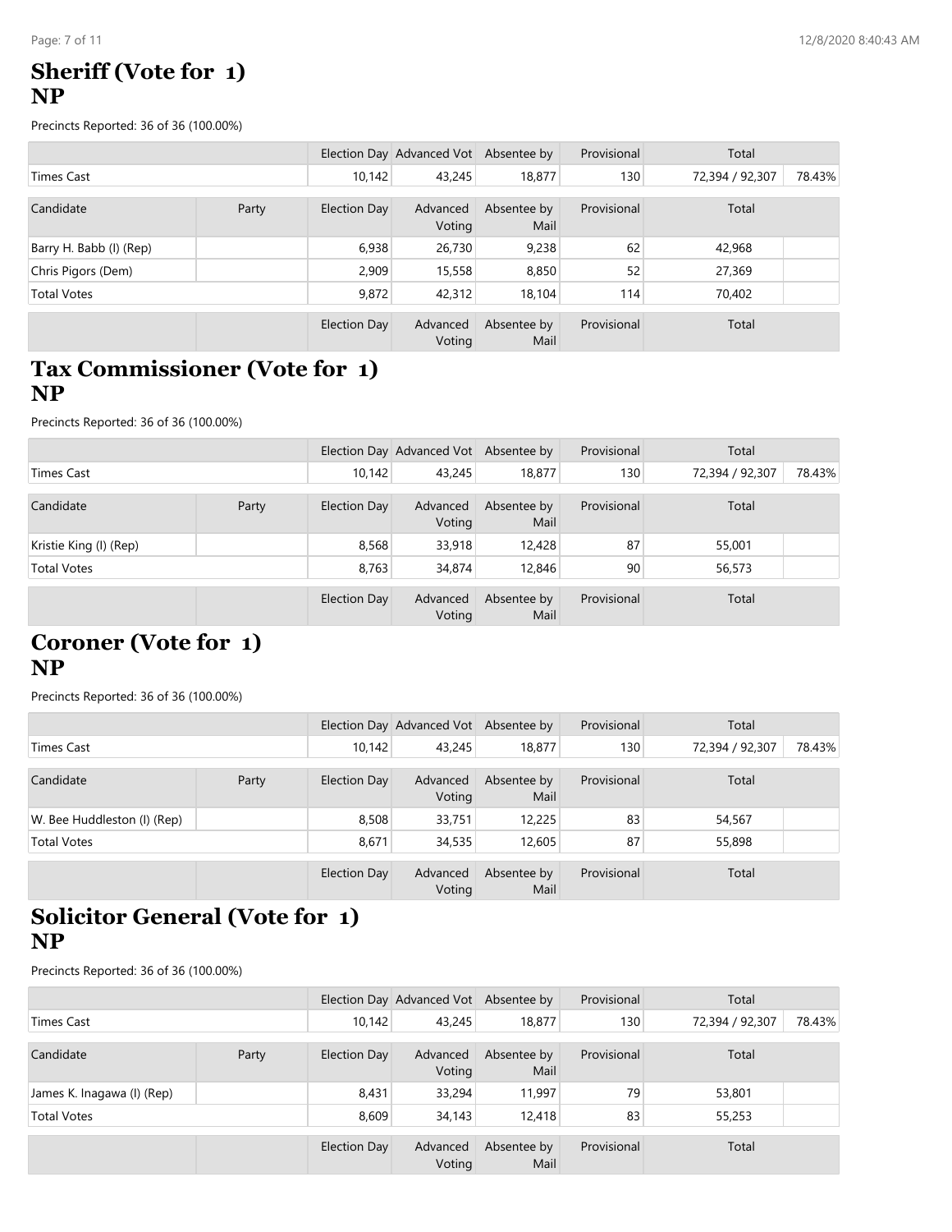## Sheriff (Vote for 1)
## NP

Precincts Reported: 36 of 36 (100.00%)

| | | Election Day | Advanced Vot | Absentee by | Provisional | Total | |
|---|---|---|---|---|---|---|---|
| Times Cast | | 10,142 | 43,245 | 18,877 | 130 | 72,394 / 92,307 | 78.43% |

| Candidate | Party | Election Day | Advanced Voting | Absentee by Mail | Provisional | Total | |
|---|---|---|---|---|---|---|---|
| Barry H. Babb (I) (Rep) | | 6,938 | 26,730 | 9,238 | 62 | 42,968 | |
| Chris Pigors (Dem) | | 2,909 | 15,558 | 8,850 | 52 | 27,369 | |
| Total Votes | | 9,872 | 42,312 | 18,104 | 114 | 70,402 | |

| | | Election Day | Advanced Voting | Absentee by Mail | Provisional | Total |
|---|---|---|---|---|---|---|

## Tax Commissioner (Vote for 1)
## NP

Precincts Reported: 36 of 36 (100.00%)

| | | Election Day | Advanced Vot | Absentee by | Provisional | Total | |
|---|---|---|---|---|---|---|---|
| Times Cast | | 10,142 | 43,245 | 18,877 | 130 | 72,394 / 92,307 | 78.43% |

| Candidate | Party | Election Day | Advanced Voting | Absentee by Mail | Provisional | Total | |
|---|---|---|---|---|---|---|---|
| Kristie King (I) (Rep) | | 8,568 | 33,918 | 12,428 | 87 | 55,001 | |
| Total Votes | | 8,763 | 34,874 | 12,846 | 90 | 56,573 | |

| | | Election Day | Advanced Voting | Absentee by Mail | Provisional | Total |
|---|---|---|---|---|---|---|

## Coroner (Vote for 1)
## NP

Precincts Reported: 36 of 36 (100.00%)

| | | Election Day | Advanced Vot | Absentee by | Provisional | Total | |
|---|---|---|---|---|---|---|---|
| Times Cast | | 10,142 | 43,245 | 18,877 | 130 | 72,394 / 92,307 | 78.43% |

| Candidate | Party | Election Day | Advanced Voting | Absentee by Mail | Provisional | Total | |
|---|---|---|---|---|---|---|---|
| W. Bee Huddleston (I) (Rep) | | 8,508 | 33,751 | 12,225 | 83 | 54,567 | |
| Total Votes | | 8,671 | 34,535 | 12,605 | 87 | 55,898 | |

| | | Election Day | Advanced Voting | Absentee by Mail | Provisional | Total |
|---|---|---|---|---|---|---|

## Solicitor General (Vote for 1)
## NP

Precincts Reported: 36 of 36 (100.00%)

| | | Election Day | Advanced Vot | Absentee by | Provisional | Total | |
|---|---|---|---|---|---|---|---|
| Times Cast | | 10,142 | 43,245 | 18,877 | 130 | 72,394 / 92,307 | 78.43% |

| Candidate | Party | Election Day | Advanced Voting | Absentee by Mail | Provisional | Total | |
|---|---|---|---|---|---|---|---|
| James K. Inagawa (I) (Rep) | | 8,431 | 33,294 | 11,997 | 79 | 53,801 | |
| Total Votes | | 8,609 | 34,143 | 12,418 | 83 | 55,253 | |

| | | Election Day | Advanced Voting | Absentee by Mail | Provisional | Total |
|---|---|---|---|---|---|---|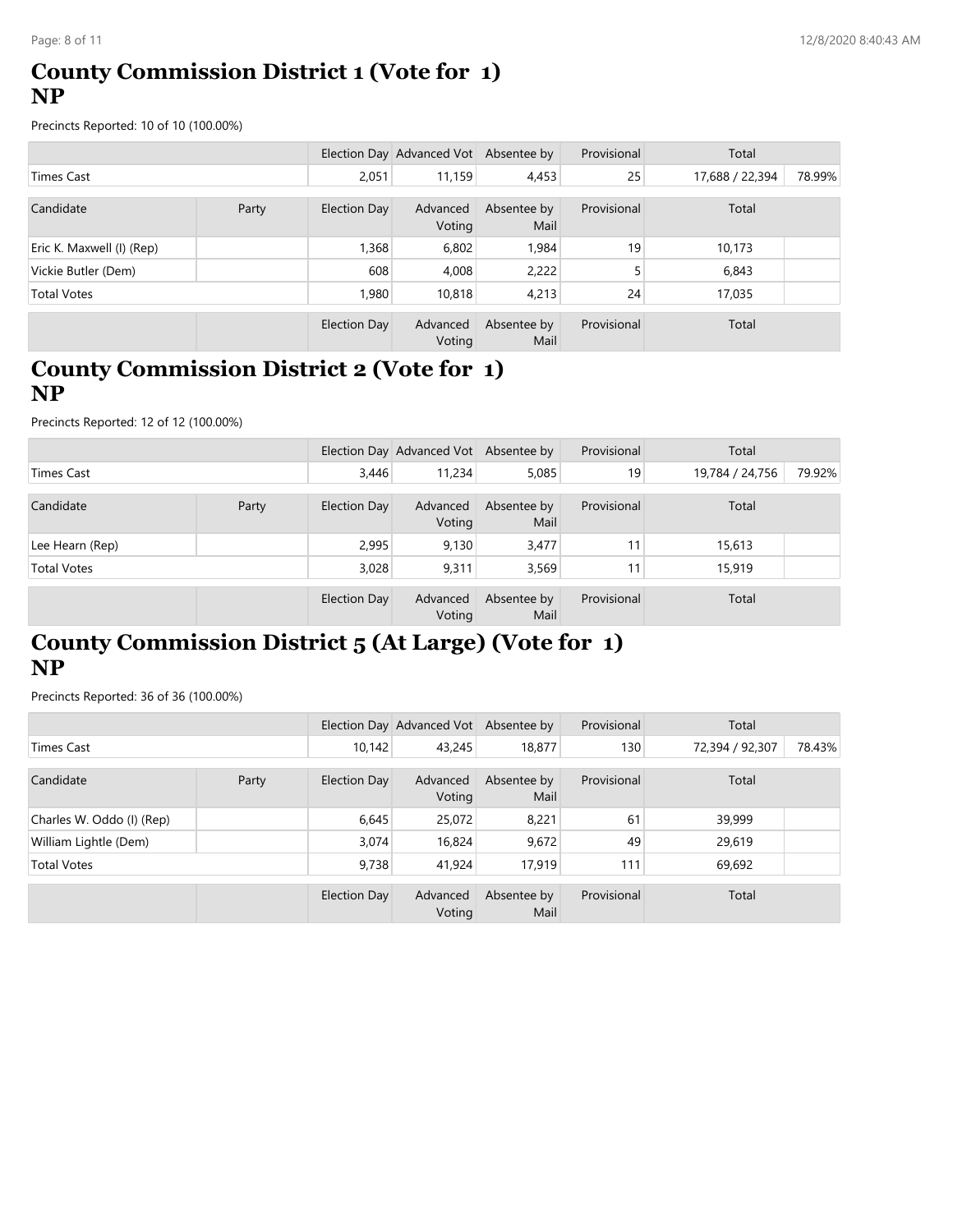## County Commission District 1 (Vote for 1) NP

Precincts Reported: 10 of 10 (100.00%)

| | | Election Day | Advanced Vot | Absentee by | Provisional | Total | |
|---|---|---|---|---|---|---|---|
| Times Cast | | 2,051 | 11,159 | 4,453 | 25 | 17,688 / 22,394 | 78.99% |

| Candidate | Party | Election Day | Advanced Voting | Absentee by Mail | Provisional | Total | |
|---|---|---|---|---|---|---|---|
| Eric K. Maxwell (I) (Rep) | | 1,368 | 6,802 | 1,984 | 19 | 10,173 | |
| Vickie Butler (Dem) | | 608 | 4,008 | 2,222 | 5 | 6,843 | |
| Total Votes | | 1,980 | 10,818 | 4,213 | 24 | 17,035 | |
| | | Election Day | Advanced Voting | Absentee by Mail | Provisional | Total | |

## County Commission District 2 (Vote for 1) NP

Precincts Reported: 12 of 12 (100.00%)

| | | Election Day | Advanced Vot | Absentee by | Provisional | Total | |
|---|---|---|---|---|---|---|---|
| Times Cast | | 3,446 | 11,234 | 5,085 | 19 | 19,784 / 24,756 | 79.92% |

| Candidate | Party | Election Day | Advanced Voting | Absentee by Mail | Provisional | Total | |
|---|---|---|---|---|---|---|---|
| Lee Hearn (Rep) | | 2,995 | 9,130 | 3,477 | 11 | 15,613 | |
| Total Votes | | 3,028 | 9,311 | 3,569 | 11 | 15,919 | |
| | | Election Day | Advanced Voting | Absentee by Mail | Provisional | Total | |

## County Commission District 5 (At Large) (Vote for 1) NP

Precincts Reported: 36 of 36 (100.00%)

| | | Election Day | Advanced Vot | Absentee by | Provisional | Total | |
|---|---|---|---|---|---|---|---|
| Times Cast | | 10,142 | 43,245 | 18,877 | 130 | 72,394 / 92,307 | 78.43% |

| Candidate | Party | Election Day | Advanced Voting | Absentee by Mail | Provisional | Total | |
|---|---|---|---|---|---|---|---|
| Charles W. Oddo (I) (Rep) | | 6,645 | 25,072 | 8,221 | 61 | 39,999 | |
| William Lightle (Dem) | | 3,074 | 16,824 | 9,672 | 49 | 29,619 | |
| Total Votes | | 9,738 | 41,924 | 17,919 | 111 | 69,692 | |
| | | Election Day | Advanced Voting | Absentee by Mail | Provisional | Total | |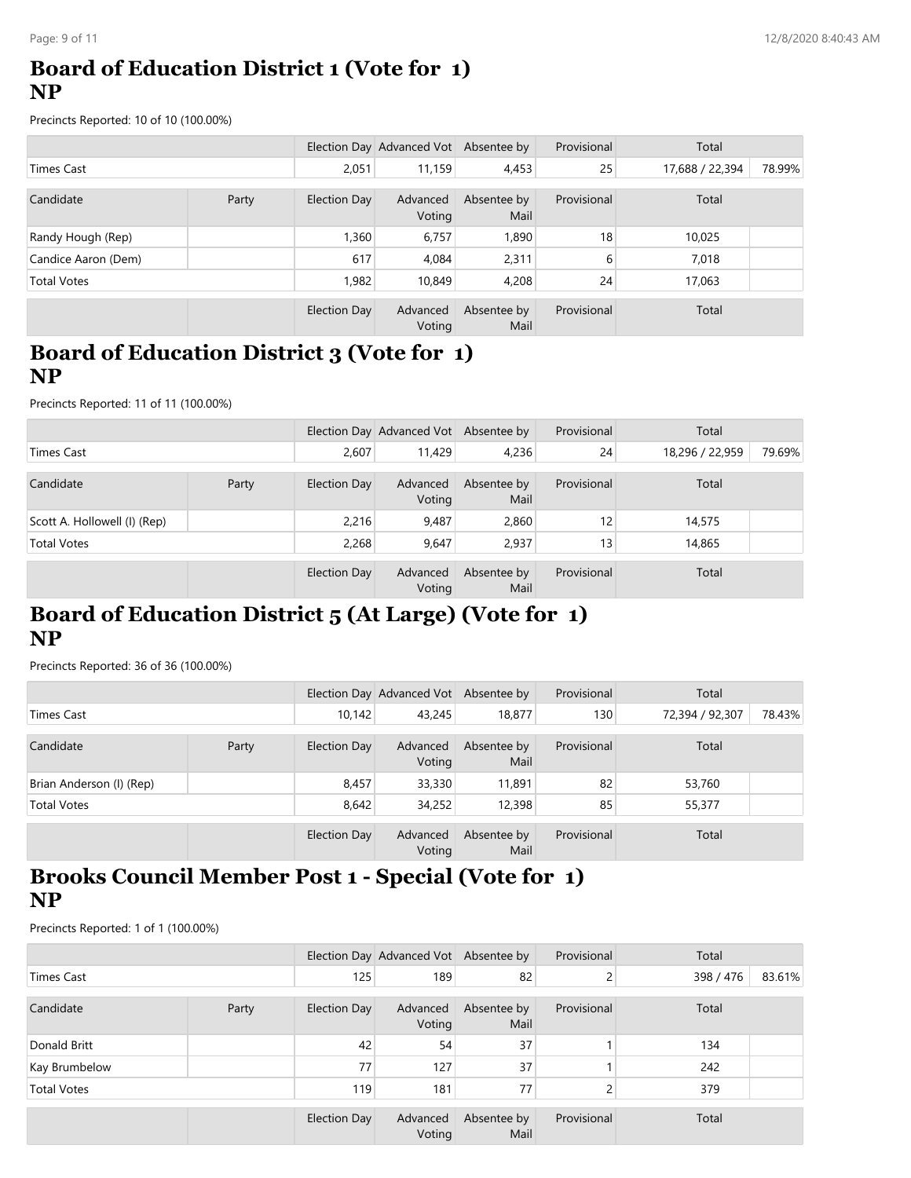# Board of Education District 1 (Vote for 1)
# NP

Precincts Reported: 10 of 10 (100.00%)

| | | Election Day | Advanced Vot | Absentee by | Provisional | Total | |
|---|---|---|---|---|---|---|---|
| Times Cast | | 2,051 | 11,159 | 4,453 | 25 | 17,688 / 22,394 | 78.99% |

| Candidate | Party | Election Day | Advanced Voting | Absentee by Mail | Provisional | Total | |
|---|---|---|---|---|---|---|---|
| Randy Hough (Rep) | | 1,360 | 6,757 | 1,890 | 18 | 10,025 | |
| Candice Aaron (Dem) | | 617 | 4,084 | 2,311 | 6 | 7,018 | |
| Total Votes | | 1,982 | 10,849 | 4,208 | 24 | 17,063 | |
| | | Election Day | Advanced Voting | Absentee by Mail | Provisional | Total | |

# Board of Education District 3 (Vote for 1)
# NP

Precincts Reported: 11 of 11 (100.00%)

| | | Election Day | Advanced Vot | Absentee by | Provisional | Total | |
|---|---|---|---|---|---|---|---|
| Times Cast | | 2,607 | 11,429 | 4,236 | 24 | 18,296 / 22,959 | 79.69% |

| Candidate | Party | Election Day | Advanced Voting | Absentee by Mail | Provisional | Total | |
|---|---|---|---|---|---|---|---|
| Scott A. Hollowell (I) (Rep) | | 2,216 | 9,487 | 2,860 | 12 | 14,575 | |
| Total Votes | | 2,268 | 9,647 | 2,937 | 13 | 14,865 | |
| | | Election Day | Advanced Voting | Absentee by Mail | Provisional | Total | |

# Board of Education District 5 (At Large) (Vote for 1)
# NP

Precincts Reported: 36 of 36 (100.00%)

| | | Election Day | Advanced Vot | Absentee by | Provisional | Total | |
|---|---|---|---|---|---|---|---|
| Times Cast | | 10,142 | 43,245 | 18,877 | 130 | 72,394 / 92,307 | 78.43% |

| Candidate | Party | Election Day | Advanced Voting | Absentee by Mail | Provisional | Total | |
|---|---|---|---|---|---|---|---|
| Brian Anderson (I) (Rep) | | 8,457 | 33,330 | 11,891 | 82 | 53,760 | |
| Total Votes | | 8,642 | 34,252 | 12,398 | 85 | 55,377 | |
| | | Election Day | Advanced Voting | Absentee by Mail | Provisional | Total | |

# Brooks Council Member Post 1 - Special (Vote for 1)
# NP

Precincts Reported: 1 of 1 (100.00%)

| | | Election Day | Advanced Vot | Absentee by | Provisional | Total | |
|---|---|---|---|---|---|---|---|
| Times Cast | | 125 | 189 | 82 | 2 | 398 / 476 | 83.61% |

| Candidate | Party | Election Day | Advanced Voting | Absentee by Mail | Provisional | Total | |
|---|---|---|---|---|---|---|---|
| Donald Britt | | 42 | 54 | 37 | 1 | 134 | |
| Kay Brumbelow | | 77 | 127 | 37 | 1 | 242 | |
| Total Votes | | 119 | 181 | 77 | 2 | 379 | |
| | | Election Day | Advanced Voting | Absentee by Mail | Provisional | Total | |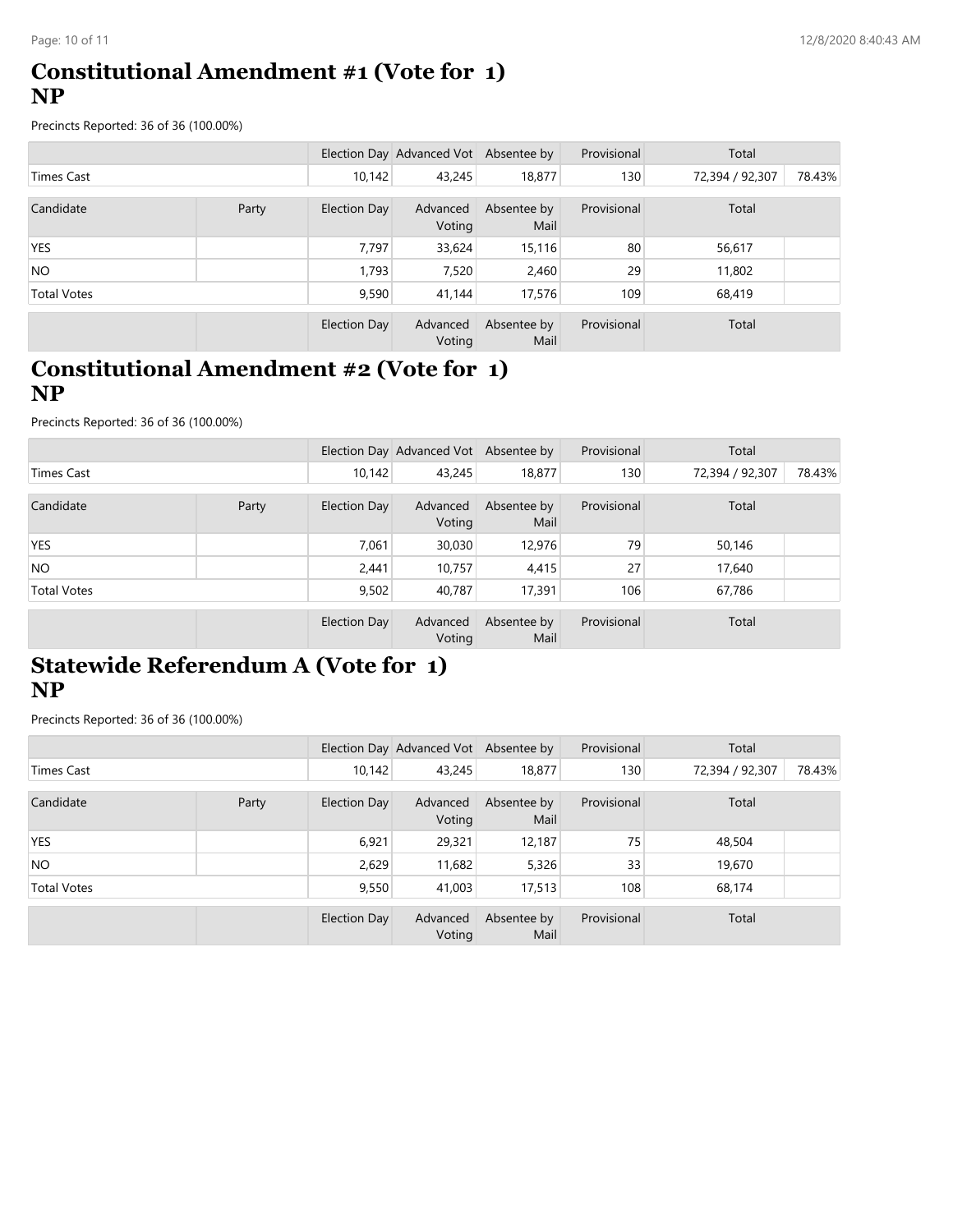## Constitutional Amendment #1 (Vote for 1)
## NP

Precincts Reported: 36 of 36 (100.00%)

| | | Election Day | Advanced Vot | Absentee by | Provisional | Total | |
|---|---|---|---|---|---|---|---|
| Times Cast | | 10,142 | 43,245 | 18,877 | 130 | 72,394 / 92,307 | 78.43% |

| Candidate | Party | Election Day | Advanced Voting | Absentee by Mail | Provisional | Total | |
|---|---|---|---|---|---|---|---|
| YES | | 7,797 | 33,624 | 15,116 | 80 | 56,617 | |
| NO | | 1,793 | 7,520 | 2,460 | 29 | 11,802 | |
| Total Votes | | 9,590 | 41,144 | 17,576 | 109 | 68,419 | |
| | | Election Day | Advanced Voting | Absentee by Mail | Provisional | Total | |

## Constitutional Amendment #2 (Vote for 1)
## NP

Precincts Reported: 36 of 36 (100.00%)

| | | Election Day | Advanced Vot | Absentee by | Provisional | Total | |
|---|---|---|---|---|---|---|---|
| Times Cast | | 10,142 | 43,245 | 18,877 | 130 | 72,394 / 92,307 | 78.43% |

| Candidate | Party | Election Day | Advanced Voting | Absentee by Mail | Provisional | Total | |
|---|---|---|---|---|---|---|---|
| YES | | 7,061 | 30,030 | 12,976 | 79 | 50,146 | |
| NO | | 2,441 | 10,757 | 4,415 | 27 | 17,640 | |
| Total Votes | | 9,502 | 40,787 | 17,391 | 106 | 67,786 | |
| | | Election Day | Advanced Voting | Absentee by Mail | Provisional | Total | |

## Statewide Referendum A (Vote for 1)
## NP

Precincts Reported: 36 of 36 (100.00%)

| | | Election Day | Advanced Vot | Absentee by | Provisional | Total | |
|---|---|---|---|---|---|---|---|
| Times Cast | | 10,142 | 43,245 | 18,877 | 130 | 72,394 / 92,307 | 78.43% |

| Candidate | Party | Election Day | Advanced Voting | Absentee by Mail | Provisional | Total | |
|---|---|---|---|---|---|---|---|
| YES | | 6,921 | 29,321 | 12,187 | 75 | 48,504 | |
| NO | | 2,629 | 11,682 | 5,326 | 33 | 19,670 | |
| Total Votes | | 9,550 | 41,003 | 17,513 | 108 | 68,174 | |
| | | Election Day | Advanced Voting | Absentee by Mail | Provisional | Total | |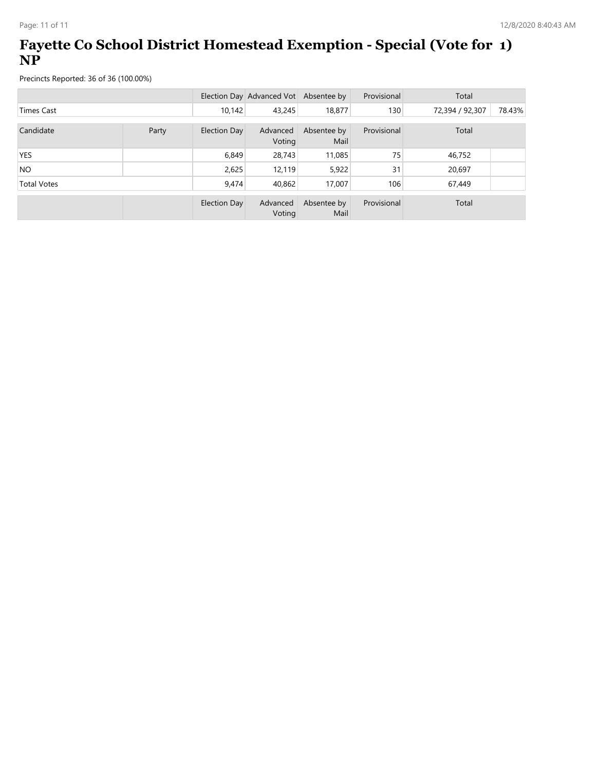# Fayette Co School District Homestead Exemption - Special (Vote for 1) NP

Precincts Reported: 36 of 36 (100.00%)

| | | Election Day | Advanced Vot | Absentee by | Provisional | Total | |
|---|---|---|---|---|---|---|---|
| Times Cast | | 10,142 | 43,245 | 18,877 | 130 | 72,394 / 92,307 | 78.43% |

| Candidate | Party | Election Day | Advanced Voting | Absentee by Mail | Provisional | Total | |
|---|---|---|---|---|---|---|---|
| YES | | 6,849 | 28,743 | 11,085 | 75 | 46,752 | |
| NO | | 2,625 | 12,119 | 5,922 | 31 | 20,697 | |
| Total Votes | | 9,474 | 40,862 | 17,007 | 106 | 67,449 | |
| | | Election Day | Advanced Voting | Absentee by Mail | Provisional | Total | |